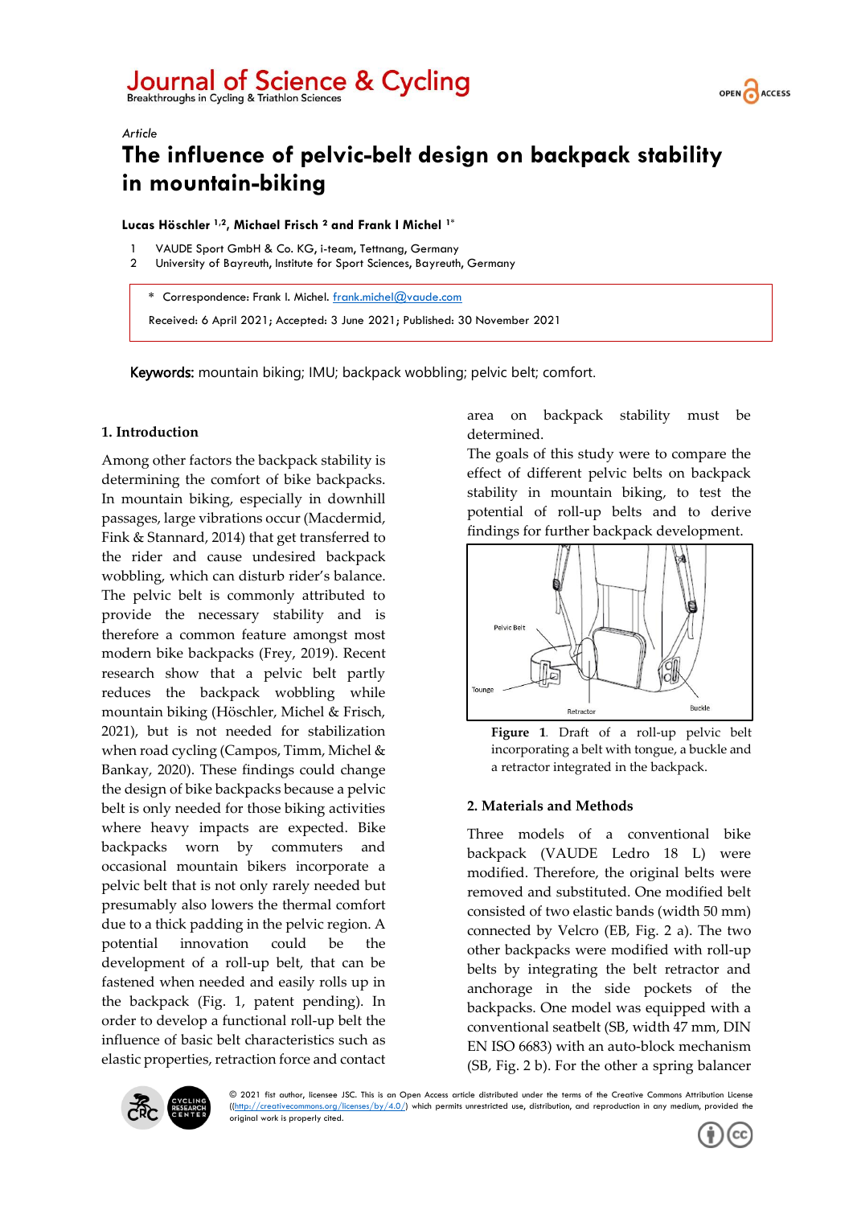Article

# The influence of pelvic-belt design on backpack stability in mountain-biking

**Lucas Höschler [1,2], Michael Frisch [2] and Frank I Michel [1*]**

1 VAUDE Sport GmbH & Co. KG, i-team, Tettnang, Germany
2 University of Bayreuth, Institute for Sport Sciences, Bayreuth, Germany

\* Correspondence: Frank I. Michel. frank.michel@vaude.com

Received: 6 April 2021; Accepted: 3 June 2021; Published: 30 November 2021

**Keywords:** mountain biking; IMU; backpack wobbling; pelvic belt; comfort.

## 1. Introduction

Among other factors the backpack stability is determining the comfort of bike backpacks. In mountain biking, especially in downhill passages, large vibrations occur (Macdermid, Fink & Stannard, 2014) that get transferred to the rider and cause undesired backpack wobbling, which can disturb rider's balance. The pelvic belt is commonly attributed to provide the necessary stability and is therefore a common feature amongst most modern bike backpacks (Frey, 2019). Recent research show that a pelvic belt partly reduces the backpack wobbling while mountain biking (Höschler, Michel & Frisch, 2021), but is not needed for stabilization when road cycling (Campos, Timm, Michel & Bankay, 2020). These findings could change the design of bike backpacks because a pelvic belt is only needed for those biking activities where heavy impacts are expected. Bike backpacks worn by commuters and occasional mountain bikers incorporate a pelvic belt that is not only rarely needed but presumably also lowers the thermal comfort due to a thick padding in the pelvic region. A potential innovation could be the development of a roll-up belt, that can be fastened when needed and easily rolls up in the backpack (Fig. 1, patent pending). In order to develop a functional roll-up belt the influence of basic belt characteristics such as elastic properties, retraction force and contact area on backpack stability must be determined.

The goals of this study were to compare the effect of different pelvic belts on backpack stability in mountain biking, to test the potential of roll-up belts and to derive findings for further backpack development.

**Figure 1**. Draft of a roll-up pelvic belt incorporating a belt with tongue, a buckle and a retractor integrated in the backpack.

## 2. Materials and Methods

Three models of a conventional bike backpack (VAUDE Ledro 18 L) were modified. Therefore, the original belts were removed and substituted. One modified belt consisted of two elastic bands (width 50 mm) connected by Velcro (EB, Fig. 2 a). The two other backpacks were modified with roll-up belts by integrating the belt retractor and anchorage in the side pockets of the backpacks. One model was equipped with a conventional seatbelt (SB, width 47 mm, DIN EN ISO 6683) with an auto-block mechanism (SB, Fig. 2 b). For the other a spring balancer

© 2021 fist author, licensee JSC. This is an Open Access article distributed under the terms of the Creative Commons Attribution License ((http://creativecommons.org/licenses/by/4.0/) which permits unrestricted use, distribution, and reproduction in any medium, provided the original work is properly cited.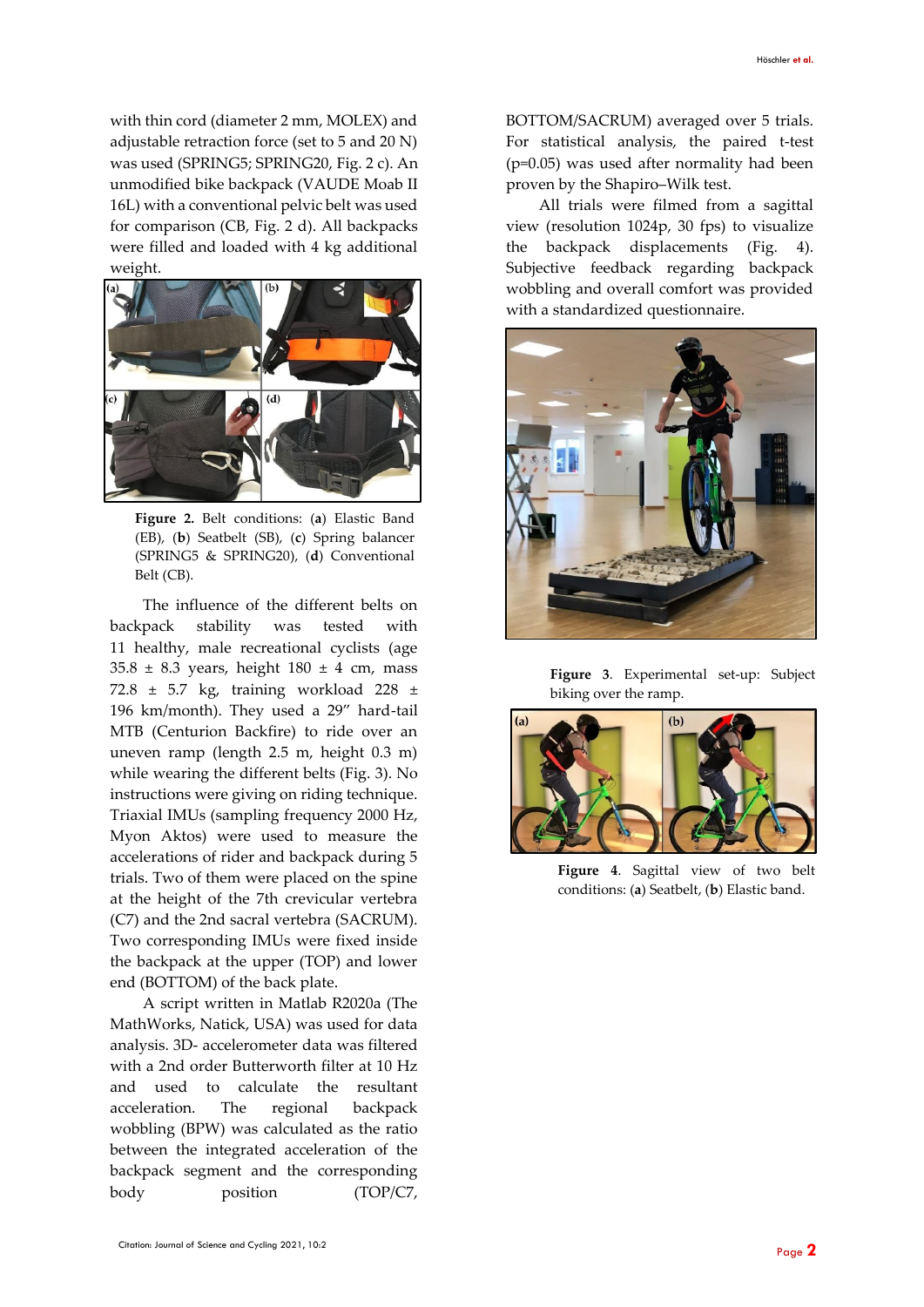with thin cord (diameter 2 mm, MOLEX) and adjustable retraction force (set to 5 and 20 N) was used (SPRING5; SPRING20, Fig. 2 c). An unmodified bike backpack (VAUDE Moab II 16L) with a conventional pelvic belt was used for comparison (CB, Fig. 2 d). All backpacks were filled and loaded with 4 kg additional weight.

**Figure 2.** Belt conditions: (**a**) Elastic Band (EB), (**b**) Seatbelt (SB), (**c**) Spring balancer (SPRING5 & SPRING20), (**d**) Conventional Belt (CB).

The influence of the different belts on backpack stability was tested with 11 healthy, male recreational cyclists (age 35.8 ± 8.3 years, height 180 ± 4 cm, mass 72.8 ± 5.7 kg, training workload 228 ± 196 km/month). They used a 29" hard-tail MTB (Centurion Backfire) to ride over an uneven ramp (length 2.5 m, height 0.3 m) while wearing the different belts (Fig. 3). No instructions were giving on riding technique. Triaxial IMUs (sampling frequency 2000 Hz, Myon Aktos) were used to measure the accelerations of rider and backpack during 5 trials. Two of them were placed on the spine at the height of the 7th crevicular vertebra (C7) and the 2nd sacral vertebra (SACRUM). Two corresponding IMUs were fixed inside the backpack at the upper (TOP) and lower end (BOTTOM) of the back plate.

A script written in Matlab R2020a (The MathWorks, Natick, USA) was used for data analysis. 3D- accelerometer data was filtered with a 2nd order Butterworth filter at 10 Hz and used to calculate the resultant acceleration. The regional backpack wobbling (BPW) was calculated as the ratio between the integrated acceleration of the backpack segment and the corresponding body position (TOP/C7, BOTTOM/SACRUM) averaged over 5 trials. For statistical analysis, the paired t-test ($p=0.05$) was used after normality had been proven by the Shapiro–Wilk test.

All trials were filmed from a sagittal view (resolution 1024p, 30 fps) to visualize the backpack displacements (Fig. 4). Subjective feedback regarding backpack wobbling and overall comfort was provided with a standardized questionnaire.

**Figure 3**. Experimental set-up: Subject biking over the ramp.

**Figure 4**. Sagittal view of two belt conditions: (**a**) Seatbelt, (**b**) Elastic band.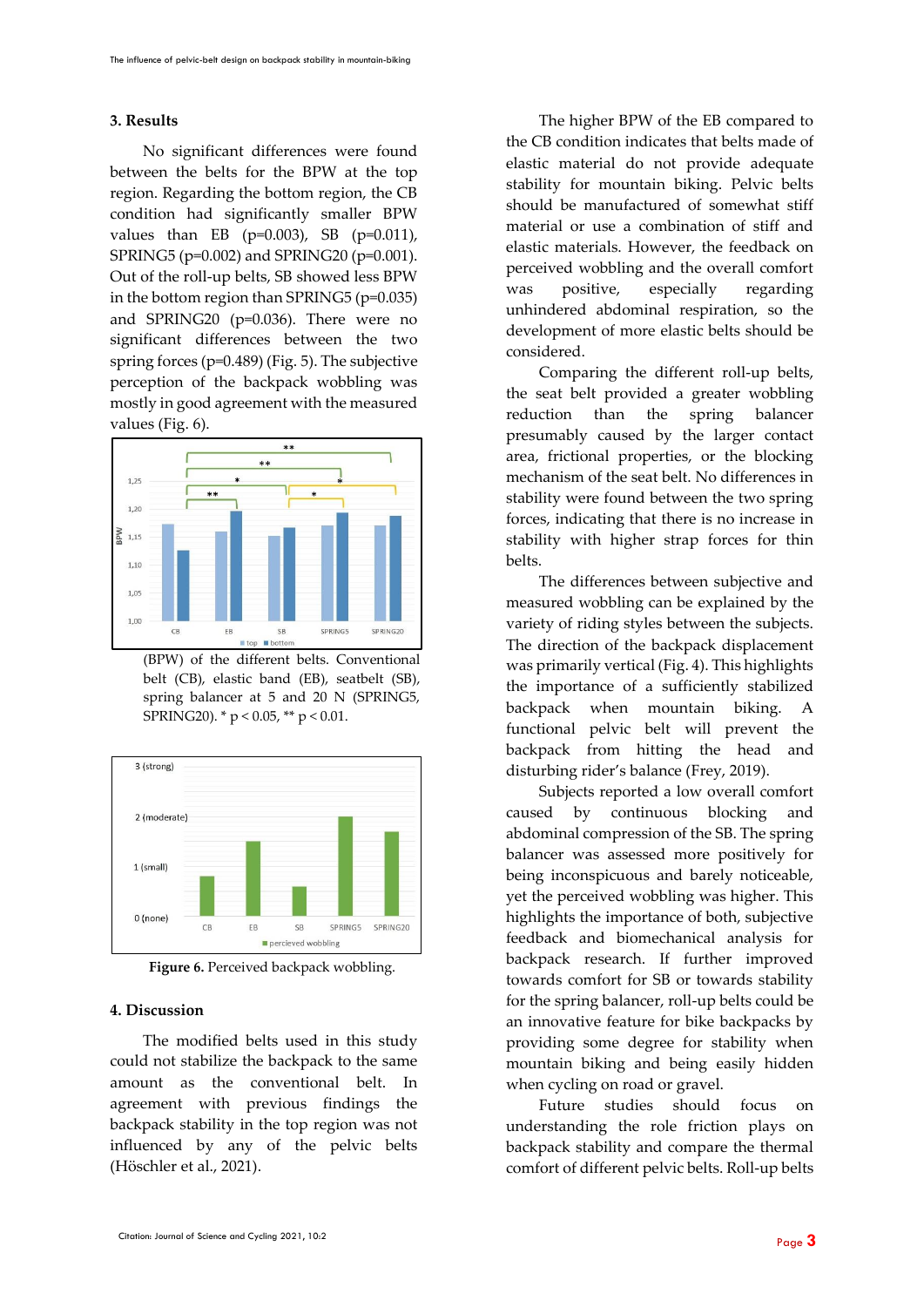## 3. Results

No significant differences were found between the belts for the BPW at the top region. Regarding the bottom region, the CB condition had significantly smaller BPW values than EB ($p=0.003$), SB ($p=0.011$), SPRING5 ($p=0.002$) and SPRING20 ($p=0.001$). Out of the roll-up belts, SB showed less BPW in the bottom region than SPRING5 ($p=0.035$) and SPRING20 ($p=0.036$). There were no significant differences between the two spring forces ($p=0.489$) (Fig. 5). The subjective perception of the backpack wobbling was mostly in good agreement with the measured values (Fig. 6).

(BPW) of the different belts. Conventional belt (CB), elastic band (EB), seatbelt (SB), spring balancer at 5 and 20 N (SPRING5, SPRING20). * $p < 0.05$, ** $p < 0.01$.

**Figure 6.** Perceived backpack wobbling.

## 4. Discussion

The modified belts used in this study could not stabilize the backpack to the same amount as the conventional belt. In agreement with previous findings the backpack stability in the top region was not influenced by any of the pelvic belts (Höschler et al., 2021).

The higher BPW of the EB compared to the CB condition indicates that belts made of elastic material do not provide adequate stability for mountain biking. Pelvic belts should be manufactured of somewhat stiff material or use a combination of stiff and elastic materials. However, the feedback on perceived wobbling and the overall comfort was positive, especially regarding unhindered abdominal respiration, so the development of more elastic belts should be considered.

Comparing the different roll-up belts, the seat belt provided a greater wobbling reduction than the spring balancer presumably caused by the larger contact area, frictional properties, or the blocking mechanism of the seat belt. No differences in stability were found between the two spring forces, indicating that there is no increase in stability with higher strap forces for thin belts.

The differences between subjective and measured wobbling can be explained by the variety of riding styles between the subjects. The direction of the backpack displacement was primarily vertical (Fig. 4). This highlights the importance of a sufficiently stabilized backpack when mountain biking. A functional pelvic belt will prevent the backpack from hitting the head and disturbing rider's balance (Frey, 2019).

Subjects reported a low overall comfort caused by continuous blocking and abdominal compression of the SB. The spring balancer was assessed more positively for being inconspicuous and barely noticeable, yet the perceived wobbling was higher. This highlights the importance of both, subjective feedback and biomechanical analysis for backpack research. If further improved towards comfort for SB or towards stability for the spring balancer, roll-up belts could be an innovative feature for bike backpacks by providing some degree for stability when mountain biking and being easily hidden when cycling on road or gravel.

Future studies should focus on understanding the role friction plays on backpack stability and compare the thermal comfort of different pelvic belts. Roll-up belts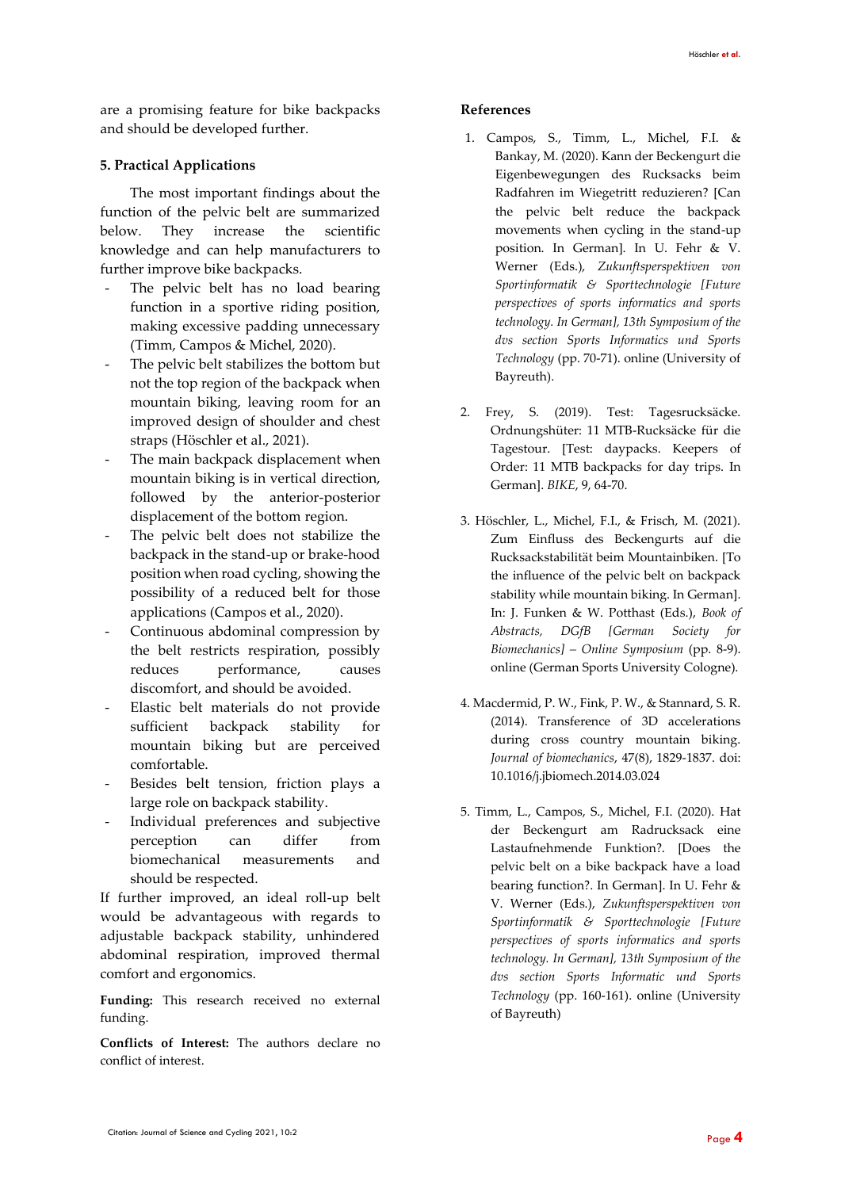are a promising feature for bike backpacks and should be developed further.

### 5. Practical Applications

The most important findings about the function of the pelvic belt are summarized below. They increase the scientific knowledge and can help manufacturers to further improve bike backpacks.

- The pelvic belt has no load bearing function in a sportive riding position, making excessive padding unnecessary (Timm, Campos & Michel, 2020).
- The pelvic belt stabilizes the bottom but not the top region of the backpack when mountain biking, leaving room for an improved design of shoulder and chest straps (Höschler et al., 2021).
- The main backpack displacement when mountain biking is in vertical direction, followed by the anterior-posterior displacement of the bottom region.
- The pelvic belt does not stabilize the backpack in the stand-up or brake-hood position when road cycling, showing the possibility of a reduced belt for those applications (Campos et al., 2020).
- Continuous abdominal compression by the belt restricts respiration, possibly reduces performance, causes discomfort, and should be avoided.
- Elastic belt materials do not provide sufficient backpack stability for mountain biking but are perceived comfortable.
- Besides belt tension, friction plays a large role on backpack stability.
- Individual preferences and subjective perception can differ from biomechanical measurements and should be respected.

If further improved, an ideal roll-up belt would be advantageous with regards to adjustable backpack stability, unhindered abdominal respiration, improved thermal comfort and ergonomics.

**Funding:** This research received no external funding.

**Conflicts of Interest:** The authors declare no conflict of interest.

### References

1. Campos, S., Timm, L., Michel, F.I. & Bankay, M. (2020). Kann der Beckengurt die Eigenbewegungen des Rucksacks beim Radfahren im Wiegetritt reduzieren? [Can the pelvic belt reduce the backpack movements when cycling in the stand-up position. In German]. In U. Fehr & V. Werner (Eds.), *Zukunftsperspektiven von Sportinformatik & Sporttechnologie [Future perspectives of sports informatics and sports technology. In German], 13th Symposium of the dvs section Sports Informatics und Sports Technology* (pp. 70-71). online (University of Bayreuth).

2. Frey, S. (2019). Test: Tagesrucksäcke. Ordnungshüter: 11 MTB-Rucksäcke für die Tagestour. [Test: daypacks. Keepers of Order: 11 MTB backpacks for day trips. In German]. *BIKE*, 9, 64-70.

3. Höschler, L., Michel, F.I., & Frisch, M. (2021). Zum Einfluss des Beckengurts auf die Rucksackstabilität beim Mountainbiken. [To the influence of the pelvic belt on backpack stability while mountain biking. In German]. In: J. Funken & W. Potthast (Eds.), *Book of Abstracts, DGfB [German Society for Biomechanics] – Online Symposium* (pp. 8-9). online (German Sports University Cologne).

4. Macdermid, P. W., Fink, P. W., & Stannard, S. R. (2014). Transference of 3D accelerations during cross country mountain biking. *Journal of biomechanics*, 47(8), 1829-1837. doi: 10.1016/j.jbiomech.2014.03.024

5. Timm, L., Campos, S., Michel, F.I. (2020). Hat der Beckengurt am Radrucksack eine Lastaufnehmende Funktion?. [Does the pelvic belt on a bike backpack have a load bearing function?. In German]. In U. Fehr & V. Werner (Eds.), *Zukunftsperspektiven von Sportinformatik & Sporttechnologie [Future perspectives of sports informatics and sports technology. In German], 13th Symposium of the dvs section Sports Informatic und Sports Technology* (pp. 160-161). online (University of Bayreuth)